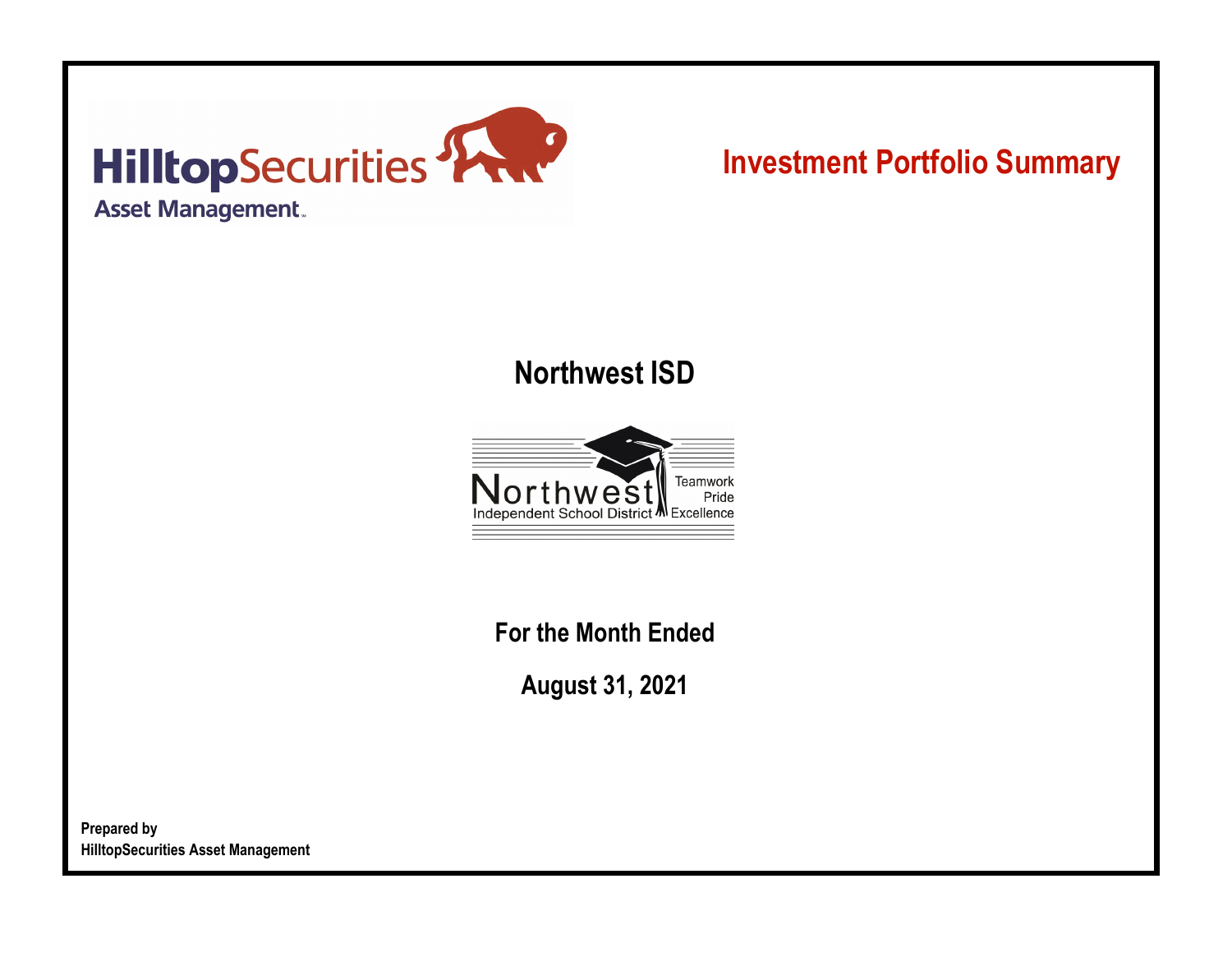HilltopSecurities
Asset Management

# Investment Portfolio Summary

## Northwest ISD

Northwest
Independent School District
Teamwork
Pride
Excellence

**For the Month Ended**

**August 31, 2021**

**Prepared by**
**HilltopSecurities Asset Management**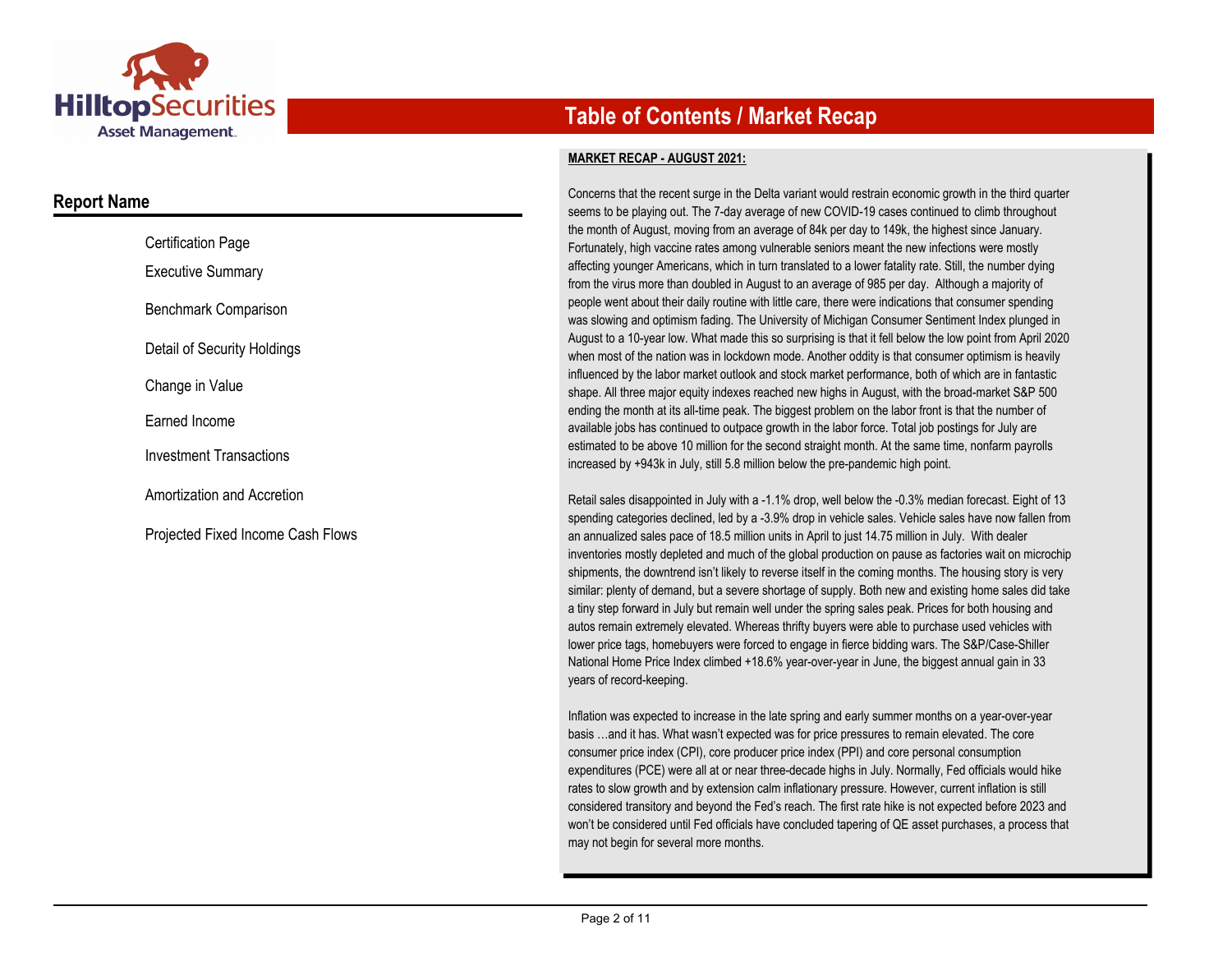# Table of Contents / Market Recap

## Report Name

- Certification Page
- Executive Summary
- Benchmark Comparison
- Detail of Security Holdings
- Change in Value
- Earned Income
- Investment Transactions
- Amortization and Accretion
- Projected Fixed Income Cash Flows

**MARKET RECAP - AUGUST 2021:**

Concerns that the recent surge in the Delta variant would restrain economic growth in the third quarter seems to be playing out. The 7-day average of new COVID-19 cases continued to climb throughout the month of August, moving from an average of 84k per day to 149k, the highest since January. Fortunately, high vaccine rates among vulnerable seniors meant the new infections were mostly affecting younger Americans, which in turn translated to a lower fatality rate. Still, the number dying from the virus more than doubled in August to an average of 985 per day. Although a majority of people went about their daily routine with little care, there were indications that consumer spending was slowing and optimism fading. The University of Michigan Consumer Sentiment Index plunged in August to a 10-year low. What made this so surprising is that it fell below the low point from April 2020 when most of the nation was in lockdown mode. Another oddity is that consumer optimism is heavily influenced by the labor market outlook and stock market performance, both of which are in fantastic shape. All three major equity indexes reached new highs in August, with the broad-market S&P 500 ending the month at its all-time peak. The biggest problem on the labor front is that the number of available jobs has continued to outpace growth in the labor force. Total job postings for July are estimated to be above 10 million for the second straight month. At the same time, nonfarm payrolls increased by +943k in July, still 5.8 million below the pre-pandemic high point.

Retail sales disappointed in July with a -1.1% drop, well below the -0.3% median forecast. Eight of 13 spending categories declined, led by a -3.9% drop in vehicle sales. Vehicle sales have now fallen from an annualized sales pace of 18.5 million units in April to just 14.75 million in July. With dealer inventories mostly depleted and much of the global production on pause as factories wait on microchip shipments, the downtrend isn't likely to reverse itself in the coming months. The housing story is very similar: plenty of demand, but a severe shortage of supply. Both new and existing home sales did take a tiny step forward in July but remain well under the spring sales peak. Prices for both housing and autos remain extremely elevated. Whereas thrifty buyers were able to purchase used vehicles with lower price tags, homebuyers were forced to engage in fierce bidding wars. The S&P/Case-Shiller National Home Price Index climbed +18.6% year-over-year in June, the biggest annual gain in 33 years of record-keeping.

Inflation was expected to increase in the late spring and early summer months on a year-over-year basis …and it has. What wasn't expected was for price pressures to remain elevated. The core consumer price index (CPI), core producer price index (PPI) and core personal consumption expenditures (PCE) were all at or near three-decade highs in July. Normally, Fed officials would hike rates to slow growth and by extension calm inflationary pressure. However, current inflation is still considered transitory and beyond the Fed's reach. The first rate hike is not expected before 2023 and won't be considered until Fed officials have concluded tapering of QE asset purchases, a process that may not begin for several more months.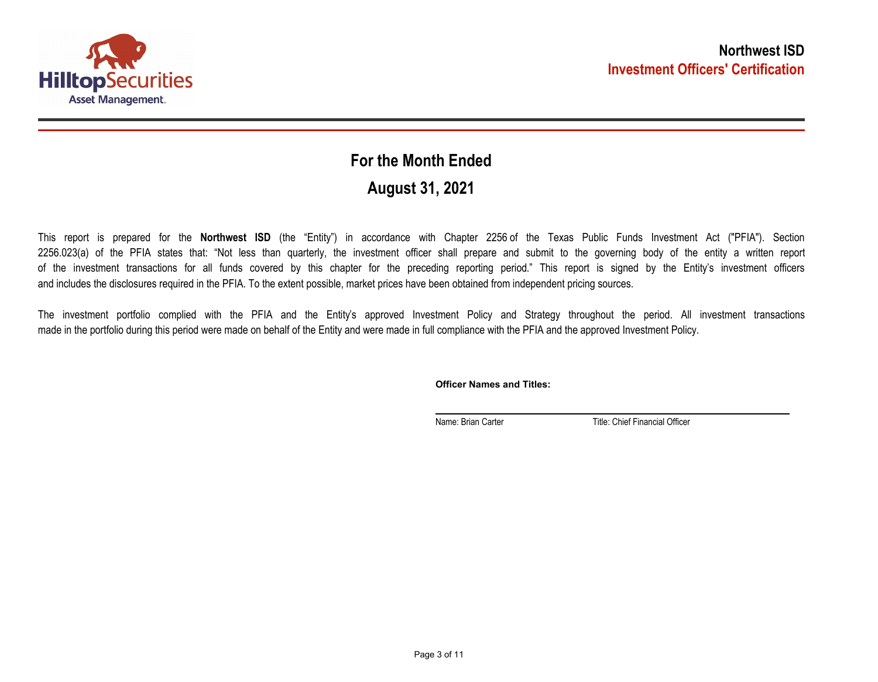**Northwest ISD**
**Investment Officers' Certification**

## For the Month Ended

## August 31, 2021

This report is prepared for the **Northwest ISD** (the "Entity") in accordance with Chapter 2256 of the Texas Public Funds Investment Act ("PFIA"). Section 2256.023(a) of the PFIA states that: "Not less than quarterly, the investment officer shall prepare and submit to the governing body of the entity a written report of the investment transactions for all funds covered by this chapter for the preceding reporting period." This report is signed by the Entity's investment officers and includes the disclosures required in the PFIA. To the extent possible, market prices have been obtained from independent pricing sources.

The investment portfolio complied with the PFIA and the Entity's approved Investment Policy and Strategy throughout the period. All investment transactions made in the portfolio during this period were made on behalf of the Entity and were made in full compliance with the PFIA and the approved Investment Policy.

**Officer Names and Titles:**

Name: Brian Carter          Title: Chief Financial Officer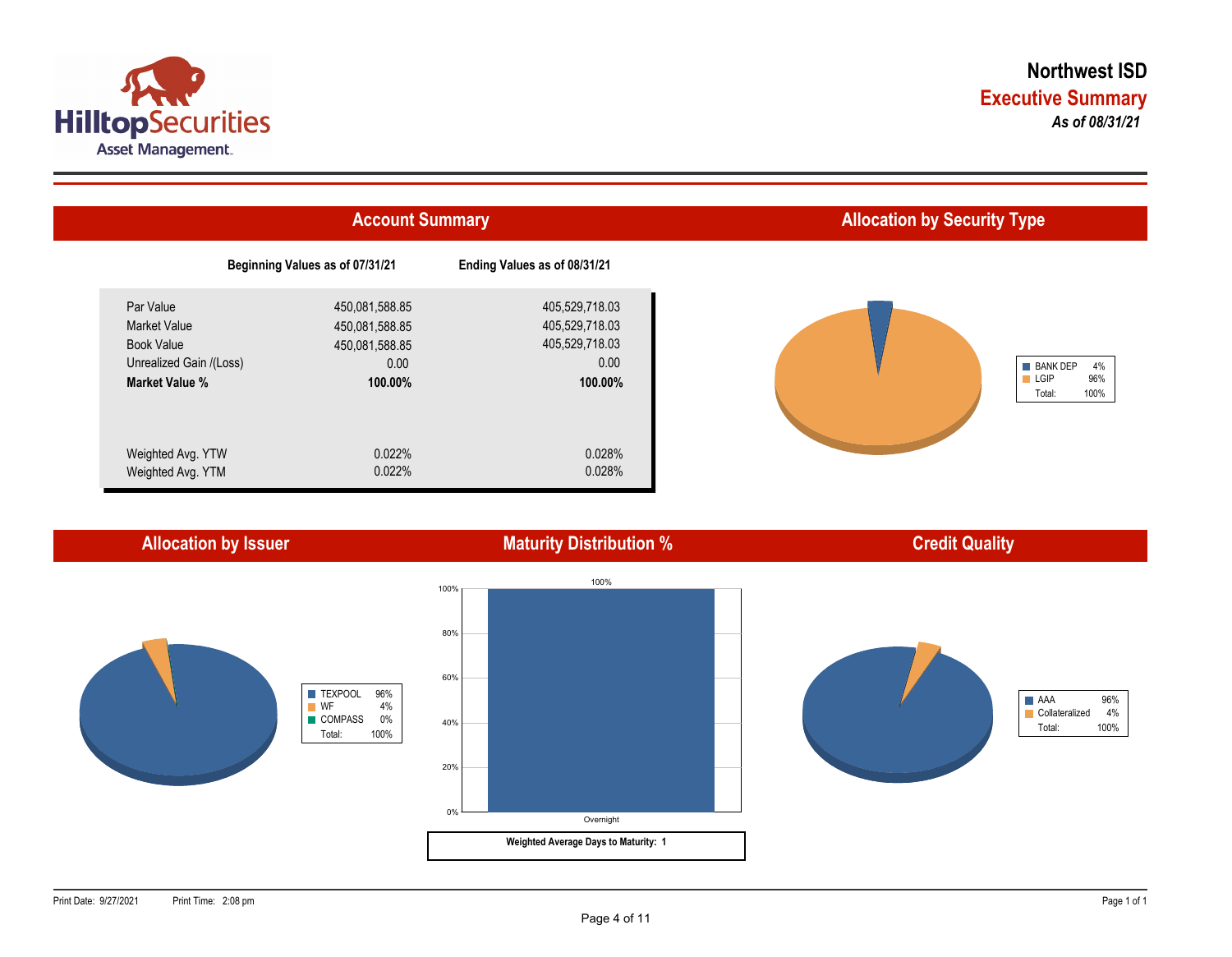# Northwest ISD

## Executive Summary

*As of 08/31/21*

## Account Summary

| | Beginning Values as of 07/31/21 | Ending Values as of 08/31/21 |
|---|---|---|
| Par Value | 450,081,588.85 | 405,529,718.03 |
| Market Value | 450,081,588.85 | 405,529,718.03 |
| Book Value | 450,081,588.85 | 405,529,718.03 |
| Unrealized Gain /(Loss) | 0.00 | 0.00 |
| **Market Value %** | **100.00%** | **100.00%** |
| Weighted Avg. YTW | 0.022% | 0.028% |
| Weighted Avg. YTM | 0.022% | 0.028% |

## Allocation by Security Type

| Type | % |
|---|---|
| BANK DEP | 4% |
| LGIP | 96% |
| Total: | 100% |

## Allocation by Issuer

| Issuer | % |
|---|---|
| TEXPOOL | 96% |
| WF | 4% |
| COMPASS | 0% |
| Total: | 100% |

## Maturity Distribution %

| Maturity | % |
|---|---|
| Overnight | 100% |

**Weighted Average Days to Maturity: 1**

## Credit Quality

| Rating | % |
|---|---|
| AAA | 96% |
| Collateralized | 4% |
| Total: | 100% |

Print Date: 9/27/2021 Print Time: 2:08 pm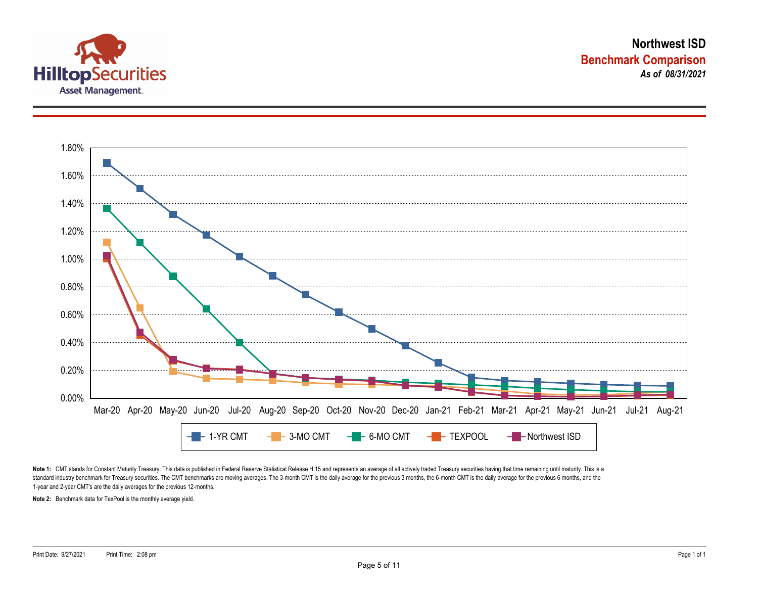Hilltop Securities Asset Management

# Northwest ISD

## Benchmark Comparison

*As of 08/31/2021*

1.80%
1.60%
1.40%
1.20%
1.00%
0.80%
0.60%
0.40%
0.20%
0.00%

Mar-20 Apr-20 May-20 Jun-20 Jul-20 Aug-20 Sep-20 Oct-20 Nov-20 Dec-20 Jan-21 Feb-21 Mar-21 Apr-21 May-21 Jun-21 Jul-21 Aug-21

1-YR CMT 3-MO CMT 6-MO CMT TEXPOOL Northwest ISD

**Note 1:** CMT stands for Constant Maturity Treasury. This data is published in Federal Reserve Statistical Release H.15 and represents an average of all actively traded Treasury securities having that time remaining until maturity. This is a standard industry benchmark for Treasury securities. The CMT benchmarks are moving averages. The 3-month CMT is the daily average for the previous 3 months, the 6-month CMT is the daily average for the previous 6 months, and the 1-year and 2-year CMT's are the daily averages for the previous 12-months.

**Note 2:** Benchmark data for TexPool is the monthly average yield.

Print Date: 9/27/2021 Print Time: 2:08 pm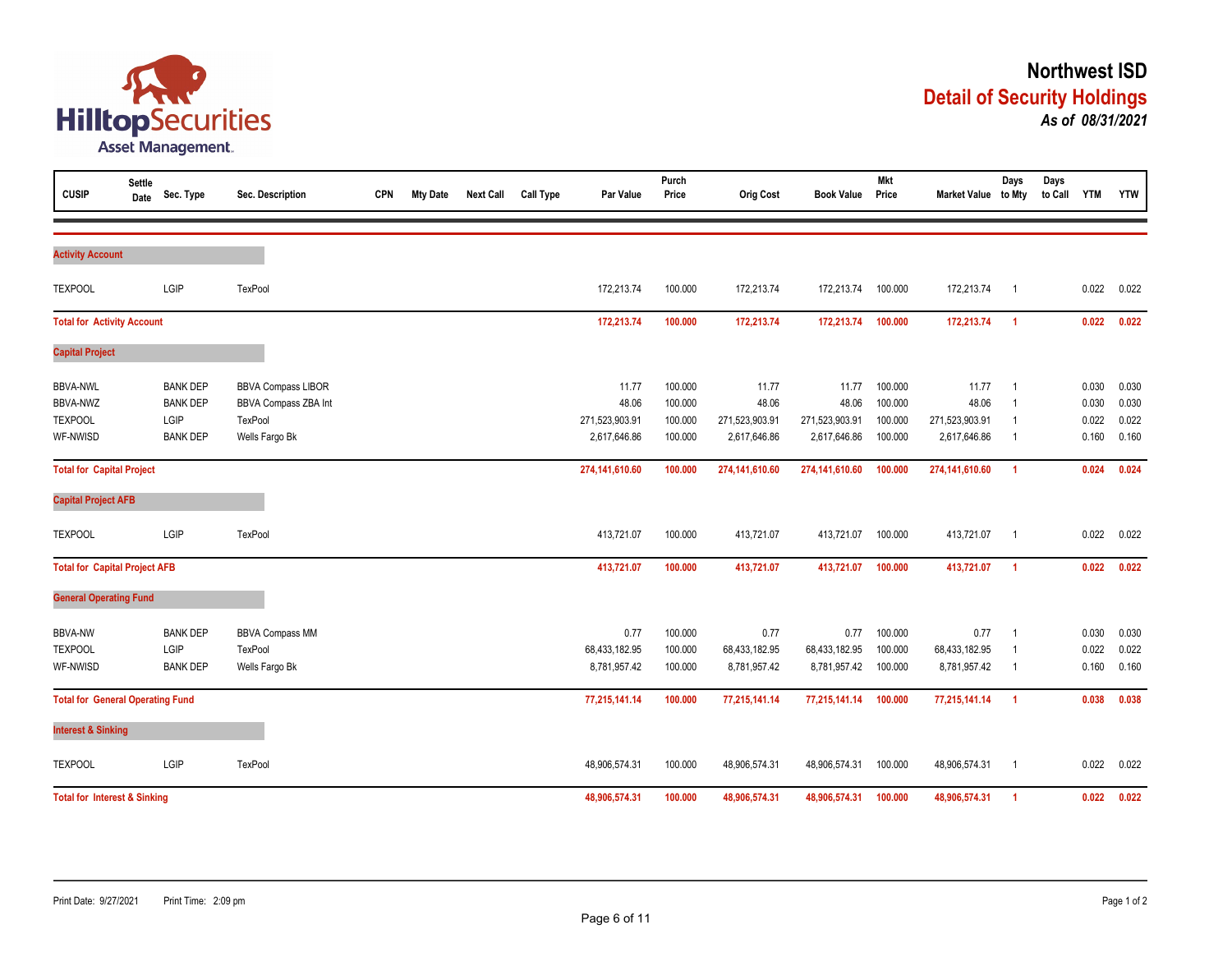# Northwest ISD

## Detail of Security Holdings

*As of 08/31/2021*

| CUSIP | Settle Date | Sec. Type | Sec. Description | CPN | Mty Date | Next Call | Call Type | Par Value | Purch Price | Orig Cost | Book Value | Mkt Price | Market Value | Days to Mty | Days to Call | YTM | YTW |
|---|---|---|---|---|---|---|---|---|---|---|---|---|---|---|---|---|---|
| **Activity Account** | | | | | | | | | | | | | | | | | |
| TEXPOOL | | LGIP | TexPool | | | | | 172,213.74 | 100.000 | 172,213.74 | 172,213.74 | 100.000 | 172,213.74 | 1 | | 0.022 | 0.022 |
| **Total for Activity Account** | | | | | | | | **172,213.74** | **100.000** | **172,213.74** | **172,213.74** | **100.000** | **172,213.74** | **1** | | **0.022** | **0.022** |
| **Capital Project** | | | | | | | | | | | | | | | | | |
| BBVA-NWL | | BANK DEP | BBVA Compass LIBOR | | | | | 11.77 | 100.000 | 11.77 | 11.77 | 100.000 | 11.77 | 1 | | 0.030 | 0.030 |
| BBVA-NWZ | | BANK DEP | BBVA Compass ZBA Int | | | | | 48.06 | 100.000 | 48.06 | 48.06 | 100.000 | 48.06 | 1 | | 0.030 | 0.030 |
| TEXPOOL | | LGIP | TexPool | | | | | 271,523,903.91 | 100.000 | 271,523,903.91 | 271,523,903.91 | 100.000 | 271,523,903.91 | 1 | | 0.022 | 0.022 |
| WF-NWISD | | BANK DEP | Wells Fargo Bk | | | | | 2,617,646.86 | 100.000 | 2,617,646.86 | 2,617,646.86 | 100.000 | 2,617,646.86 | 1 | | 0.160 | 0.160 |
| **Total for Capital Project** | | | | | | | | **274,141,610.60** | **100.000** | **274,141,610.60** | **274,141,610.60** | **100.000** | **274,141,610.60** | **1** | | **0.024** | **0.024** |
| **Capital Project AFB** | | | | | | | | | | | | | | | | | |
| TEXPOOL | | LGIP | TexPool | | | | | 413,721.07 | 100.000 | 413,721.07 | 413,721.07 | 100.000 | 413,721.07 | 1 | | 0.022 | 0.022 |
| **Total for Capital Project AFB** | | | | | | | | **413,721.07** | **100.000** | **413,721.07** | **413,721.07** | **100.000** | **413,721.07** | **1** | | **0.022** | **0.022** |
| **General Operating Fund** | | | | | | | | | | | | | | | | | |
| BBVA-NW | | BANK DEP | BBVA Compass MM | | | | | 0.77 | 100.000 | 0.77 | 0.77 | 100.000 | 0.77 | 1 | | 0.030 | 0.030 |
| TEXPOOL | | LGIP | TexPool | | | | | 68,433,182.95 | 100.000 | 68,433,182.95 | 68,433,182.95 | 100.000 | 68,433,182.95 | 1 | | 0.022 | 0.022 |
| WF-NWISD | | BANK DEP | Wells Fargo Bk | | | | | 8,781,957.42 | 100.000 | 8,781,957.42 | 8,781,957.42 | 100.000 | 8,781,957.42 | 1 | | 0.160 | 0.160 |
| **Total for General Operating Fund** | | | | | | | | **77,215,141.14** | **100.000** | **77,215,141.14** | **77,215,141.14** | **100.000** | **77,215,141.14** | **1** | | **0.038** | **0.038** |
| **Interest & Sinking** | | | | | | | | | | | | | | | | | |
| TEXPOOL | | LGIP | TexPool | | | | | 48,906,574.31 | 100.000 | 48,906,574.31 | 48,906,574.31 | 100.000 | 48,906,574.31 | 1 | | 0.022 | 0.022 |
| **Total for Interest & Sinking** | | | | | | | | **48,906,574.31** | **100.000** | **48,906,574.31** | **48,906,574.31** | **100.000** | **48,906,574.31** | **1** | | **0.022** | **0.022** |

Print Date: 9/27/2021 Print Time: 2:09 pm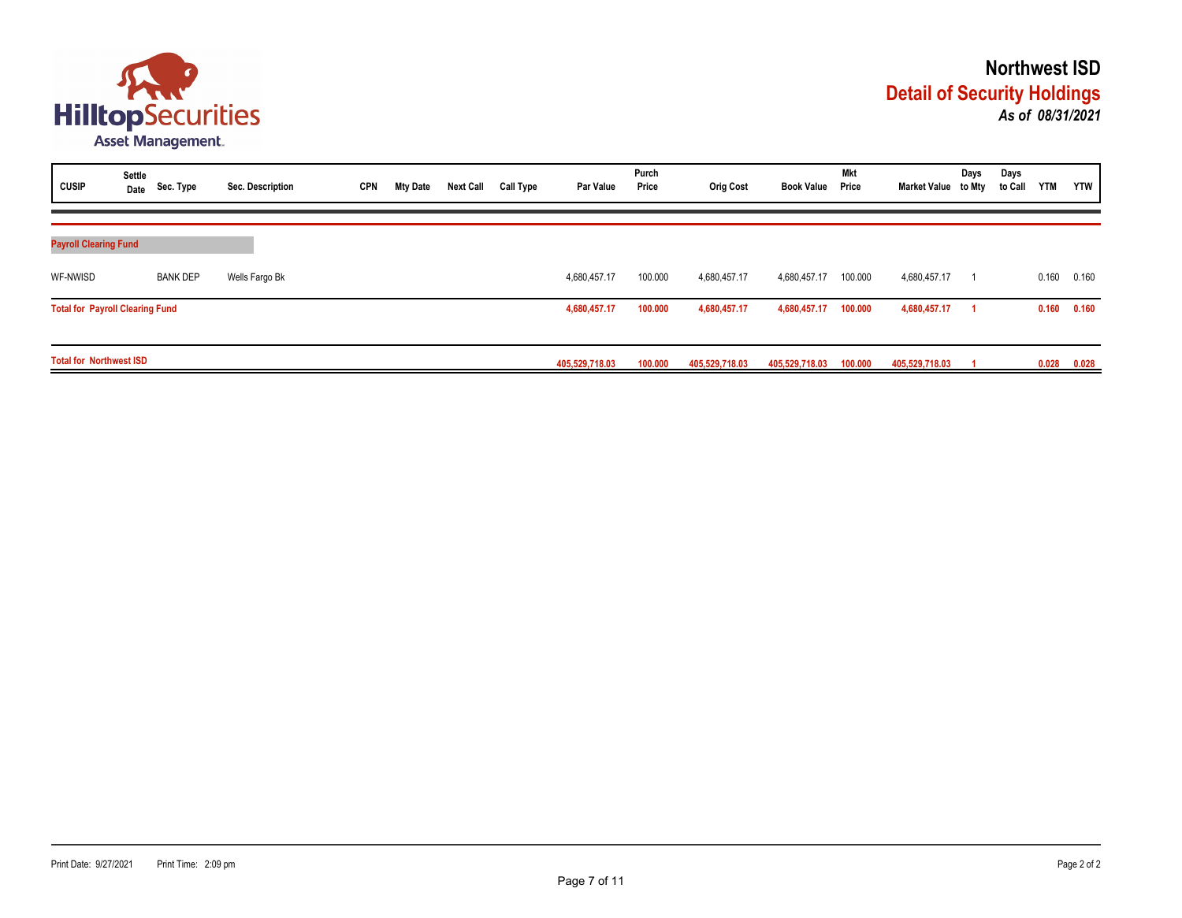# Northwest ISD

## Detail of Security Holdings

***As of 08/31/2021***

| CUSIP | Settle Date | Sec. Type | Sec. Description | CPN | Mty Date | Next Call | Call Type | Par Value | Purch Price | Orig Cost | Book Value | Mkt Price | Market Value | Days to Mty | Days to Call | YTM | YTW |
|---|---|---|---|---|---|---|---|---|---|---|---|---|---|---|---|---|---|
| **Payroll Clearing Fund** | | | | | | | | | | | | | | | | | |
| WF-NWISD | | BANK DEP | Wells Fargo Bk | | | | | 4,680,457.17 | 100.000 | 4,680,457.17 | 4,680,457.17 | 100.000 | 4,680,457.17 | 1 | | 0.160 | 0.160 |
| **Total for Payroll Clearing Fund** | | | | | | | | **4,680,457.17** | **100.000** | **4,680,457.17** | **4,680,457.17** | **100.000** | **4,680,457.17** | **1** | | **0.160** | **0.160** |
| **Total for Northwest ISD** | | | | | | | | **405,529,718.03** | **100.000** | **405,529,718.03** | **405,529,718.03** | **100.000** | **405,529,718.03** | **1** | | **0.028** | **0.028** |

Print Date: 9/27/2021 Print Time: 2:09 pm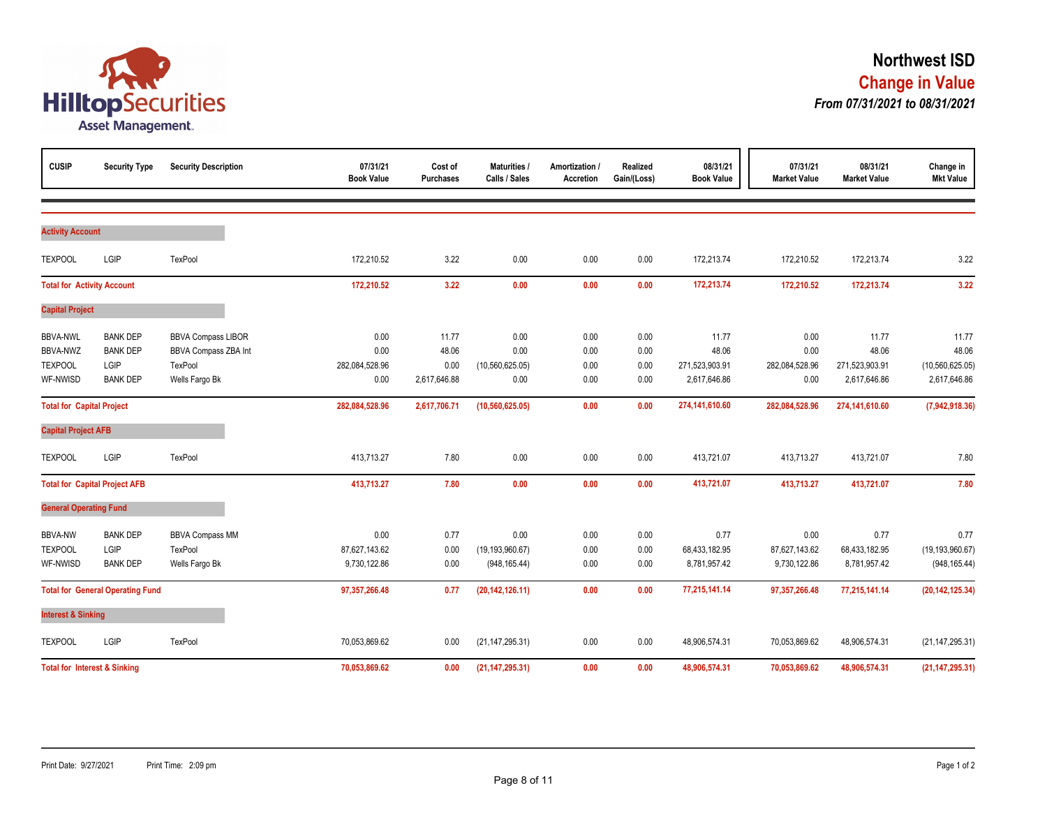# Northwest ISD

## Change in Value

***From 07/31/2021 to 08/31/2021***

| CUSIP | Security Type | Security Description | 07/31/21 Book Value | Cost of Purchases | Maturities / Calls / Sales | Amortization / Accretion | Realized Gain/(Loss) | 08/31/21 Book Value | 07/31/21 Market Value | 08/31/21 Market Value | Change in Mkt Value |
|---|---|---|---|---|---|---|---|---|---|---|---|
| **Activity Account** | | | | | | | | | | | |
| TEXPOOL | LGIP | TexPool | 172,210.52 | 3.22 | 0.00 | 0.00 | 0.00 | 172,213.74 | 172,210.52 | 172,213.74 | 3.22 |
| **Total for Activity Account** | | | **172,210.52** | **3.22** | **0.00** | **0.00** | **0.00** | **172,213.74** | **172,210.52** | **172,213.74** | **3.22** |
| **Capital Project** | | | | | | | | | | | |
| BBVA-NWL | BANK DEP | BBVA Compass LIBOR | 0.00 | 11.77 | 0.00 | 0.00 | 0.00 | 11.77 | 0.00 | 11.77 | 11.77 |
| BBVA-NWZ | BANK DEP | BBVA Compass ZBA Int | 0.00 | 48.06 | 0.00 | 0.00 | 0.00 | 48.06 | 0.00 | 48.06 | 48.06 |
| TEXPOOL | LGIP | TexPool | 282,084,528.96 | 0.00 | (10,560,625.05) | 0.00 | 0.00 | 271,523,903.91 | 282,084,528.96 | 271,523,903.91 | (10,560,625.05) |
| WF-NWISD | BANK DEP | Wells Fargo Bk | 0.00 | 2,617,646.88 | 0.00 | 0.00 | 0.00 | 2,617,646.86 | 0.00 | 2,617,646.86 | 2,617,646.86 |
| **Total for Capital Project** | | | **282,084,528.96** | **2,617,706.71** | **(10,560,625.05)** | **0.00** | **0.00** | **274,141,610.60** | **282,084,528.96** | **274,141,610.60** | **(7,942,918.36)** |
| **Capital Project AFB** | | | | | | | | | | | |
| TEXPOOL | LGIP | TexPool | 413,713.27 | 7.80 | 0.00 | 0.00 | 0.00 | 413,721.07 | 413,713.27 | 413,721.07 | 7.80 |
| **Total for Capital Project AFB** | | | **413,713.27** | **7.80** | **0.00** | **0.00** | **0.00** | **413,721.07** | **413,713.27** | **413,721.07** | **7.80** |
| **General Operating Fund** | | | | | | | | | | | |
| BBVA-NW | BANK DEP | BBVA Compass MM | 0.00 | 0.77 | 0.00 | 0.00 | 0.00 | 0.77 | 0.00 | 0.77 | 0.77 |
| TEXPOOL | LGIP | TexPool | 87,627,143.62 | 0.00 | (19,193,960.67) | 0.00 | 0.00 | 68,433,182.95 | 87,627,143.62 | 68,433,182.95 | (19,193,960.67) |
| WF-NWISD | BANK DEP | Wells Fargo Bk | 9,730,122.86 | 0.00 | (948,165.44) | 0.00 | 0.00 | 8,781,957.42 | 9,730,122.86 | 8,781,957.42 | (948,165.44) |
| **Total for General Operating Fund** | | | **97,357,266.48** | **0.77** | **(20,142,126.11)** | **0.00** | **0.00** | **77,215,141.14** | **97,357,266.48** | **77,215,141.14** | **(20,142,125.34)** |
| **Interest & Sinking** | | | | | | | | | | | |
| TEXPOOL | LGIP | TexPool | 70,053,869.62 | 0.00 | (21,147,295.31) | 0.00 | 0.00 | 48,906,574.31 | 70,053,869.62 | 48,906,574.31 | (21,147,295.31) |
| **Total for Interest & Sinking** | | | **70,053,869.62** | **0.00** | **(21,147,295.31)** | **0.00** | **0.00** | **48,906,574.31** | **70,053,869.62** | **48,906,574.31** | **(21,147,295.31)** |

Print Date: 9/27/2021 Print Time: 2:09 pm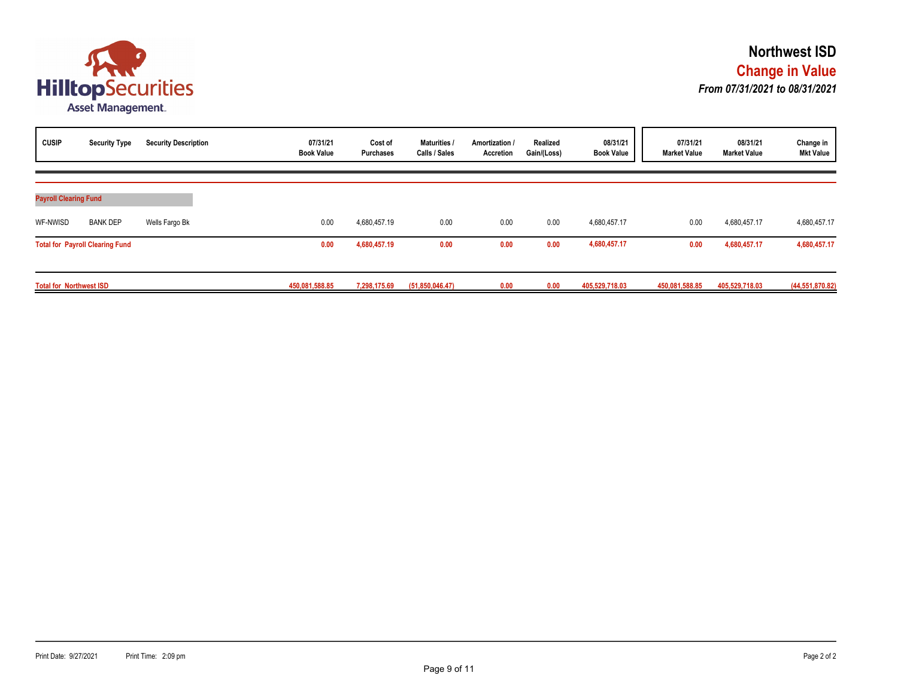# Northwest ISD

## Change in Value

***From 07/31/2021 to 08/31/2021***

| CUSIP | Security Type | Security Description | 07/31/21 Book Value | Cost of Purchases | Maturities / Calls / Sales | Amortization / Accretion | Realized Gain/(Loss) | 08/31/21 Book Value | 07/31/21 Market Value | 08/31/21 Market Value | Change in Mkt Value |
|---|---|---|---|---|---|---|---|---|---|---|---|
| **Payroll Clearing Fund** | | | | | | | | | | | |
| WF-NWISD | BANK DEP | Wells Fargo Bk | 0.00 | 4,680,457.19 | 0.00 | 0.00 | 0.00 | 4,680,457.17 | 0.00 | 4,680,457.17 | 4,680,457.17 |
| **Total for Payroll Clearing Fund** | | | **0.00** | **4,680,457.19** | **0.00** | **0.00** | **0.00** | **4,680,457.17** | **0.00** | **4,680,457.17** | **4,680,457.17** |
| **Total for Northwest ISD** | | | **450,081,588.85** | **7,298,175.69** | **(51,850,046.47)** | **0.00** | **0.00** | **405,529,718.03** | **450,081,588.85** | **405,529,718.03** | **(44,551,870.82)** |

Print Date: 9/27/2021 Print Time: 2:09 pm Page 2 of 2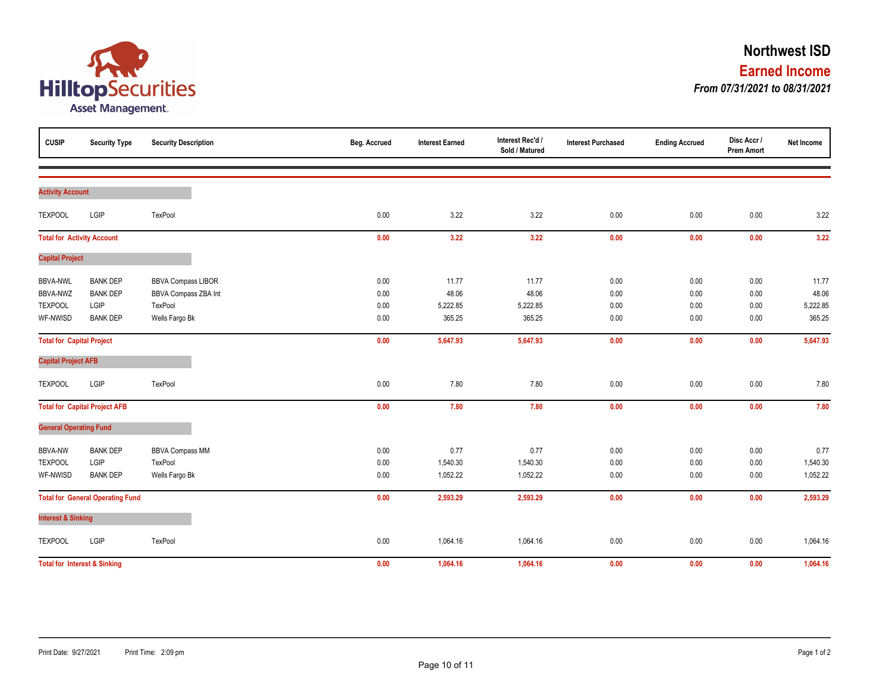# Northwest ISD

## Earned Income

***From 07/31/2021 to 08/31/2021***

| CUSIP | Security Type | Security Description | Beg. Accrued | Interest Earned | Interest Rec'd / Sold / Matured | Interest Purchased | Ending Accrued | Disc Accr / Prem Amort | Net Income |
|---|---|---|---|---|---|---|---|---|---|
| **Activity Account** | | | | | | | | | |
| TEXPOOL | LGIP | TexPool | 0.00 | 3.22 | 3.22 | 0.00 | 0.00 | 0.00 | 3.22 |
| **Total for Activity Account** | | | **0.00** | **3.22** | **3.22** | **0.00** | **0.00** | **0.00** | **3.22** |
| **Capital Project** | | | | | | | | | |
| BBVA-NWL | BANK DEP | BBVA Compass LIBOR | 0.00 | 11.77 | 11.77 | 0.00 | 0.00 | 0.00 | 11.77 |
| BBVA-NWZ | BANK DEP | BBVA Compass ZBA Int | 0.00 | 48.06 | 48.06 | 0.00 | 0.00 | 0.00 | 48.06 |
| TEXPOOL | LGIP | TexPool | 0.00 | 5,222.85 | 5,222.85 | 0.00 | 0.00 | 0.00 | 5,222.85 |
| WF-NWISD | BANK DEP | Wells Fargo Bk | 0.00 | 365.25 | 365.25 | 0.00 | 0.00 | 0.00 | 365.25 |
| **Total for Capital Project** | | | **0.00** | **5,647.93** | **5,647.93** | **0.00** | **0.00** | **0.00** | **5,647.93** |
| **Capital Project AFB** | | | | | | | | | |
| TEXPOOL | LGIP | TexPool | 0.00 | 7.80 | 7.80 | 0.00 | 0.00 | 0.00 | 7.80 |
| **Total for Capital Project AFB** | | | **0.00** | **7.80** | **7.80** | **0.00** | **0.00** | **0.00** | **7.80** |
| **General Operating Fund** | | | | | | | | | |
| BBVA-NW | BANK DEP | BBVA Compass MM | 0.00 | 0.77 | 0.77 | 0.00 | 0.00 | 0.00 | 0.77 |
| TEXPOOL | LGIP | TexPool | 0.00 | 1,540.30 | 1,540.30 | 0.00 | 0.00 | 0.00 | 1,540.30 |
| WF-NWISD | BANK DEP | Wells Fargo Bk | 0.00 | 1,052.22 | 1,052.22 | 0.00 | 0.00 | 0.00 | 1,052.22 |
| **Total for General Operating Fund** | | | **0.00** | **2,593.29** | **2,593.29** | **0.00** | **0.00** | **0.00** | **2,593.29** |
| **Interest & Sinking** | | | | | | | | | |
| TEXPOOL | LGIP | TexPool | 0.00 | 1,064.16 | 1,064.16 | 0.00 | 0.00 | 0.00 | 1,064.16 |
| **Total for Interest & Sinking** | | | **0.00** | **1,064.16** | **1,064.16** | **0.00** | **0.00** | **0.00** | **1,064.16** |

Print Date: 9/27/2021 Print Time: 2:09 pm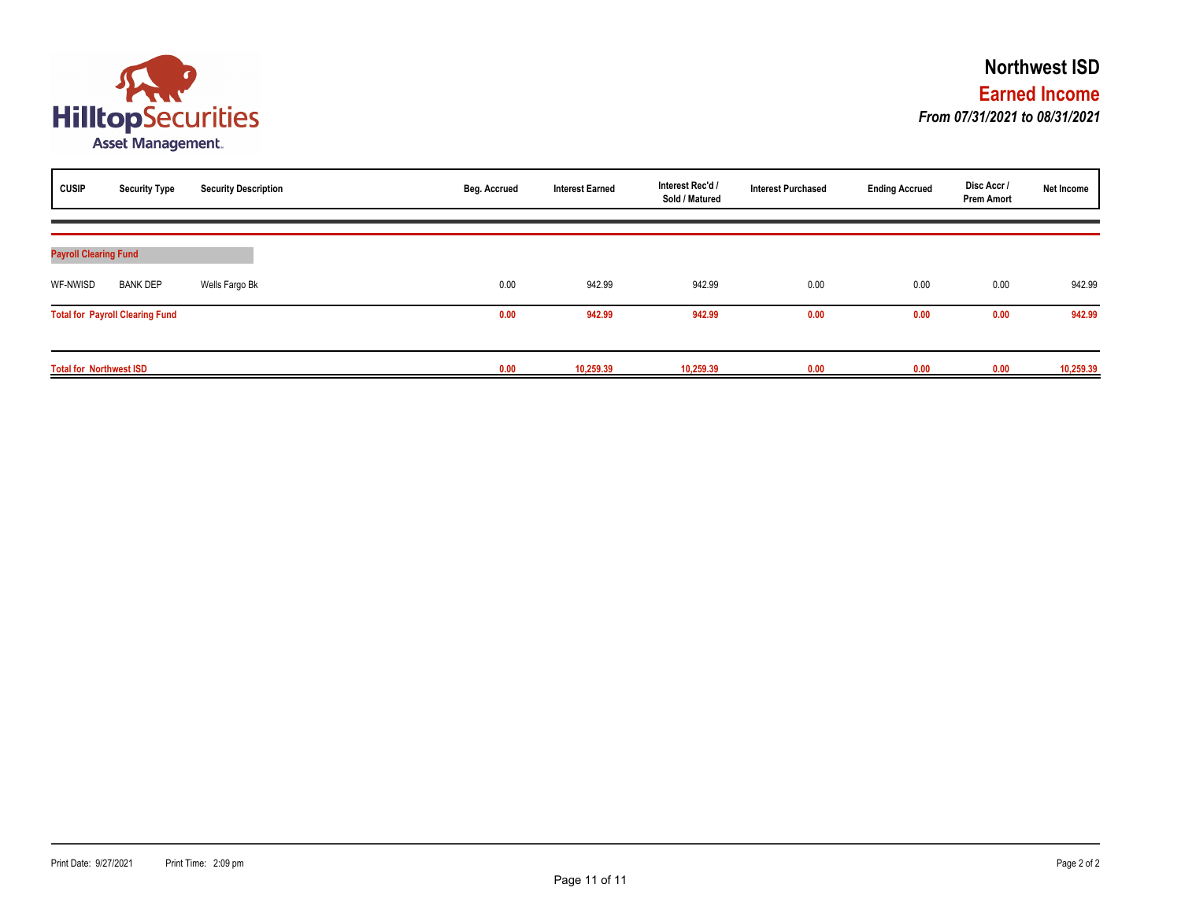# Northwest ISD

## Earned Income

***From 07/31/2021 to 08/31/2021***

| CUSIP | Security Type | Security Description | Beg. Accrued | Interest Earned | Interest Rec'd / Sold / Matured | Interest Purchased | Ending Accrued | Disc Accr / Prem Amort | Net Income |
|---|---|---|---|---|---|---|---|---|---|
| **Payroll Clearing Fund** | | | | | | | | | |
| WF-NWISD | BANK DEP | Wells Fargo Bk | 0.00 | 942.99 | 942.99 | 0.00 | 0.00 | 0.00 | 942.99 |
| **Total for Payroll Clearing Fund** | | | **0.00** | **942.99** | **942.99** | **0.00** | **0.00** | **0.00** | **942.99** |
| **Total for Northwest ISD** | | | **0.00** | **10,259.39** | **10,259.39** | **0.00** | **0.00** | **0.00** | **10,259.39** |

Print Date: 9/27/2021 Print Time: 2:09 pm